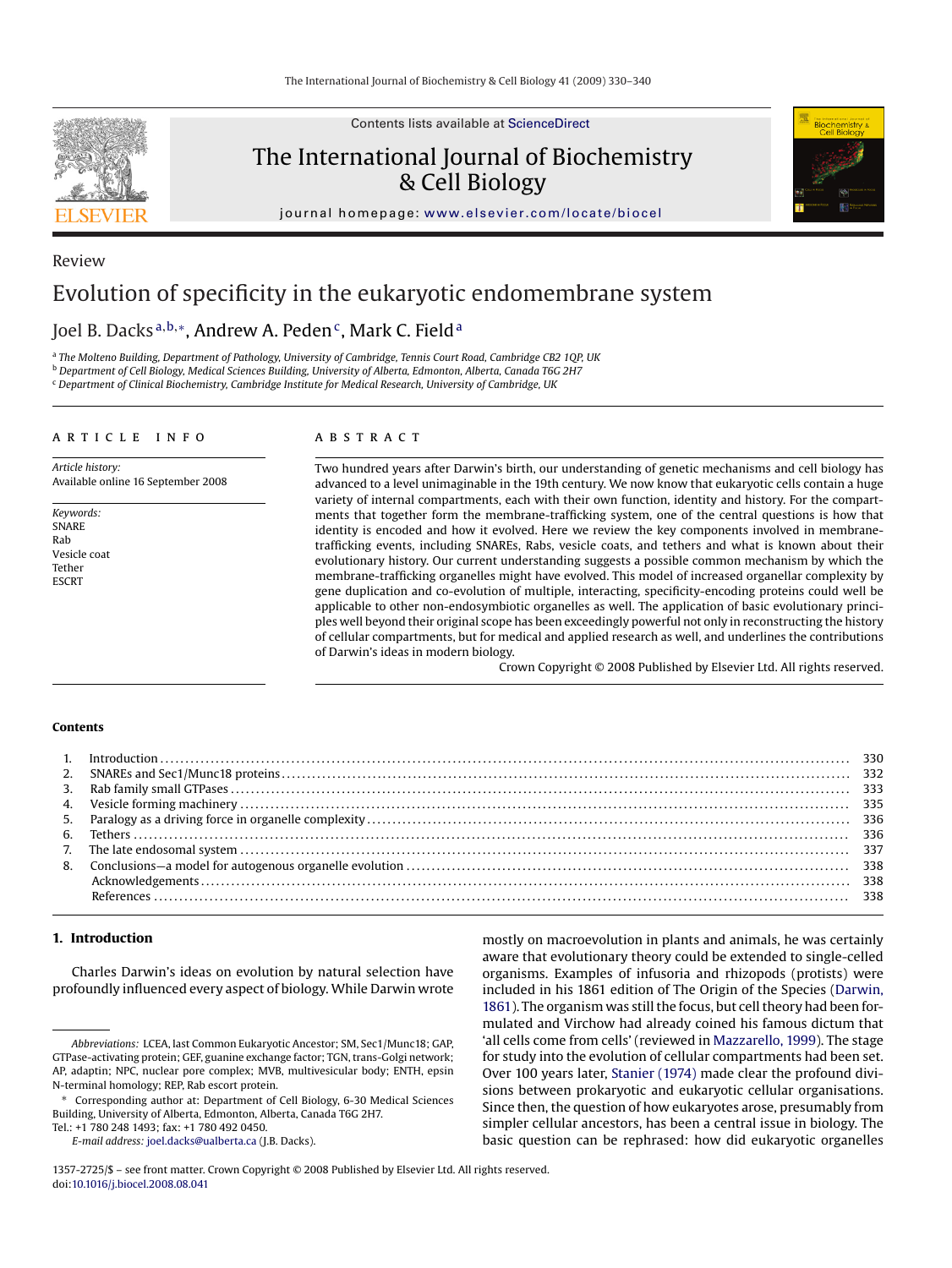Review

# Evolution of specificity in the eukaryotic endomembrane system

Joel B. Dacks[a,b,*], Andrew A. Peden[c], Mark C. Field[a]

[a] The Molteno Building, Department of Pathology, University of Cambridge, Tennis Court Road, Cambridge CB2 1QP, UK
[b] Department of Cell Biology, Medical Sciences Building, University of Alberta, Edmonton, Alberta, Canada T6G 2H7
[c] Department of Clinical Biochemistry, Cambridge Institute for Medical Research, University of Cambridge, UK

## ARTICLE INFO

*Article history:*
Available online 16 September 2008

*Keywords:*
SNARE
Rab
Vesicle coat
Tether
ESCRT

## ABSTRACT

Two hundred years after Darwin's birth, our understanding of genetic mechanisms and cell biology has advanced to a level unimaginable in the 19th century. We now know that eukaryotic cells contain a huge variety of internal compartments, each with their own function, identity and history. For the compartments that together form the membrane-trafficking system, one of the central questions is how that identity is encoded and how it evolved. Here we review the key components involved in membrane-trafficking events, including SNAREs, Rabs, vesicle coats, and tethers and what is known about their evolutionary history. Our current understanding suggests a possible common mechanism by which the membrane-trafficking organelles might have evolved. This model of increased organellar complexity by gene duplication and co-evolution of multiple, interacting, specificity-encoding proteins could well be applicable to other non-endosymbiotic organelles as well. The application of basic evolutionary principles well beyond their original scope has been exceedingly powerful not only in reconstructing the history of cellular compartments, but for medical and applied research as well, and underlines the contributions of Darwin's ideas in modern biology.

Crown Copyright © 2008 Published by Elsevier Ltd. All rights reserved.

## Contents

| | | |
|---|---|---|
| 1. | Introduction | 330 |
| 2. | SNAREs and Sec1/Munc18 proteins | 332 |
| 3. | Rab family small GTPases | 333 |
| 4. | Vesicle forming machinery | 335 |
| 5. | Paralogy as a driving force in organelle complexity | 336 |
| 6. | Tethers | 336 |
| 7. | The late endosomal system | 337 |
| 8. | Conclusions—a model for autogenous organelle evolution | 338 |
| | Acknowledgements | 338 |
| | References | 338 |

## 1. Introduction

Charles Darwin's ideas on evolution by natural selection have profoundly influenced every aspect of biology. While Darwin wrote mostly on macroevolution in plants and animals, he was certainly aware that evolutionary theory could be extended to single-celled organisms. Examples of infusoria and rhizopods (protists) were included in his 1861 edition of The Origin of the Species (Darwin, 1861). The organism was still the focus, but cell theory had been formulated and Virchow had already coined his famous dictum that 'all cells come from cells' (reviewed in Mazzarello, 1999). The stage for study into the evolution of cellular compartments had been set. Over 100 years later, Stanier (1974) made clear the profound divisions between prokaryotic and eukaryotic cellular organisations. Since then, the question of how eukaryotes arose, presumably from simpler cellular ancestors, has been a central issue in biology. The basic question can be rephrased: how did eukaryotic organelles

*Abbreviations:* LCEA, last Common Eukaryotic Ancestor; SM, Sec1/Munc18; GAP, GTPase-activating protein; GEF, guanine exchange factor; TGN, trans-Golgi network; AP, adaptin; NPC, nuclear pore complex; MVB, multivesicular body; ENTH, epsin N-terminal homology; REP, Rab escort protein.

\* Corresponding author at: Department of Cell Biology, 6-30 Medical Sciences Building, University of Alberta, Edmonton, Alberta, Canada T6G 2H7. Tel.: +1 780 248 1493; fax: +1 780 492 0450.

*E-mail address:* joel.dacks@ualberta.ca (J.B. Dacks).

1357-2725/$ – see front matter. Crown Copyright © 2008 Published by Elsevier Ltd. All rights reserved.
doi:10.1016/j.biocel.2008.08.041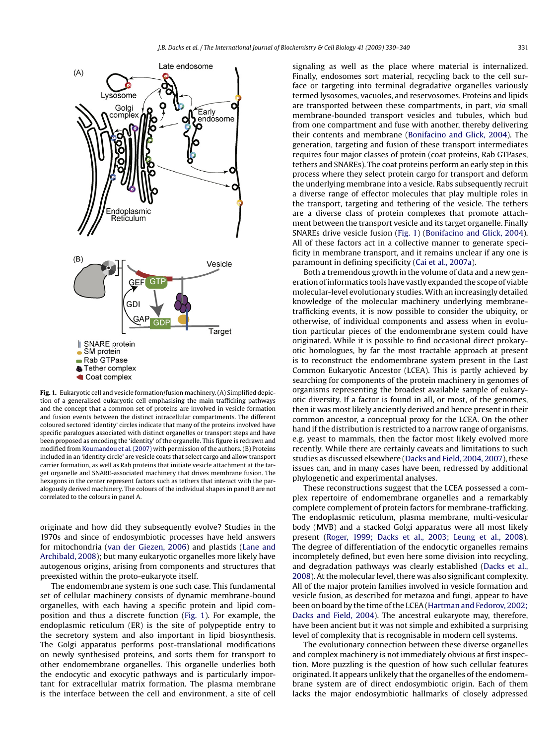(A)

Late endosome

Lysosome

Golgi complex

Early endosome

Endoplasmic Reticulum

(B)

Vesicle

GEF GTP

GDI

GAP GDP

Target

SNARE protein
SM protein
Rab GTPase
Tether complex
Coat complex

**Fig. 1.** Eukaryotic cell and vesicle formation/fusion machinery. (A) Simplified depiction of a generalised eukaryotic cell emphasising the main trafficking pathways and the concept that a common set of proteins are involved in vesicle formation and fusion events between the distinct intracellular compartments. The different coloured sectored 'identity' circles indicate that many of the proteins involved have specific paralogues associated with distinct organelles or transport steps and have been proposed as encoding the 'identity' of the organelle. This figure is redrawn and modified from Koumandou et al. (2007) with permission of the authors. (B) Proteins included in an 'identity circle' are vesicle coats that select cargo and allow transport carrier formation, as well as Rab proteins that initiate vesicle attachment at the target organelle and SNARE-associated machinery that drives membrane fusion. The hexagons in the center represent factors such as tethers that interact with the paralogously derived machinery. The colours of the individual shapes in panel B are not correlated to the colours in panel A.

originate and how did they subsequently evolve? Studies in the 1970s and since of endosymbiotic processes have held answers for mitochondria (van der Giezen, 2006) and plastids (Lane and Archibald, 2008); but many eukaryotic organelles more likely have autogenous origins, arising from components and structures that preexisted within the proto-eukaryote itself.

The endomembrane system is one such case. This fundamental set of cellular machinery consists of dynamic membrane-bound organelles, with each having a specific protein and lipid composition and thus a discrete function (Fig. 1). For example, the endoplasmic reticulum (ER) is the site of polypeptide entry to the secretory system and also important in lipid biosynthesis. The Golgi apparatus performs post-translational modifications on newly synthesised proteins, and sorts them for transport to other endomembrane organelles. This organelle underlies both the endocytic and exocytic pathways and is particularly important for extracellular matrix formation. The plasma membrane is the interface between the cell and environment, a site of cell signaling as well as the place where material is internalized. Finally, endosomes sort material, recycling back to the cell surface or targeting into terminal degradative organelles variously termed lysosomes, vacuoles, and reservosomes. Proteins and lipids are transported between these compartments, in part, *via* small membrane-bounded transport vesicles and tubules, which bud from one compartment and fuse with another, thereby delivering their contents and membrane (Bonifacino and Glick, 2004). The generation, targeting and fusion of these transport intermediates requires four major classes of protein (coat proteins, Rab GTPases, tethers and SNAREs). The coat proteins perform an early step in this process where they select protein cargo for transport and deform the underlying membrane into a vesicle. Rabs subsequently recruit a diverse range of effector molecules that play multiple roles in the transport, targeting and tethering of the vesicle. The tethers are a diverse class of protein complexes that promote attachment between the transport vesicle and its target organelle. Finally SNAREs drive vesicle fusion (Fig. 1) (Bonifacino and Glick, 2004). All of these factors act in a collective manner to generate specificity in membrane transport, and it remains unclear if any one is paramount in defining specificity (Cai et al., 2007a).

Both a tremendous growth in the volume of data and a new generation of informatics tools have vastly expanded the scope of viable molecular-level evolutionary studies. With an increasingly detailed knowledge of the molecular machinery underlying membrane-trafficking events, it is now possible to consider the ubiquity, or otherwise, of individual components and assess when in evolution particular pieces of the endomembrane system could have originated. While it is possible to find occasional direct prokaryotic homologues, by far the most tractable approach at present is to reconstruct the endomembrane system present in the Last Common Eukaryotic Ancestor (LCEA). This is partly achieved by searching for components of the protein machinery in genomes of organisms representing the broadest available sample of eukaryotic diversity. If a factor is found in all, or most, of the genomes, then it was most likely anciently derived and hence present in their common ancestor, a conceptual proxy for the LCEA. On the other hand if the distribution is restricted to a narrow range of organisms, e.g. yeast to mammals, then the factor most likely evolved more recently. While there are certainly caveats and limitations to such studies as discussed elsewhere (Dacks and Field, 2004, 2007), these issues can, and in many cases have been, redressed by additional phylogenetic and experimental analyses.

These reconstructions suggest that the LCEA possessed a complex repertoire of endomembrane organelles and a remarkably complete complement of protein factors for membrane-trafficking. The endoplasmic reticulum, plasma membrane, multi-vesicular body (MVB) and a stacked Golgi apparatus were all most likely present (Roger, 1999; Dacks et al., 2003; Leung et al., 2008). The degree of differentiation of the endocytic organelles remains incompletely defined, but even here some division into recycling, and degradation pathways was clearly established (Dacks et al., 2008). At the molecular level, there was also significant complexity. All of the major protein families involved in vesicle formation and vesicle fusion, as described for metazoa and fungi, appear to have been on board by the time of the LCEA (Hartman and Fedorov, 2002; Dacks and Field, 2004). The ancestral eukaryote may, therefore, have been ancient but it was not simple and exhibited a surprising level of complexity that is recognisable in modern cell systems.

The evolutionary connection between these diverse organelles and complex machinery is not immediately obvious at first inspection. More puzzling is the question of how such cellular features originated. It appears unlikely that the organelles of the endomembrane system are of direct endosymbiotic origin. Each of them lacks the major endosymbiotic hallmarks of closely adpressed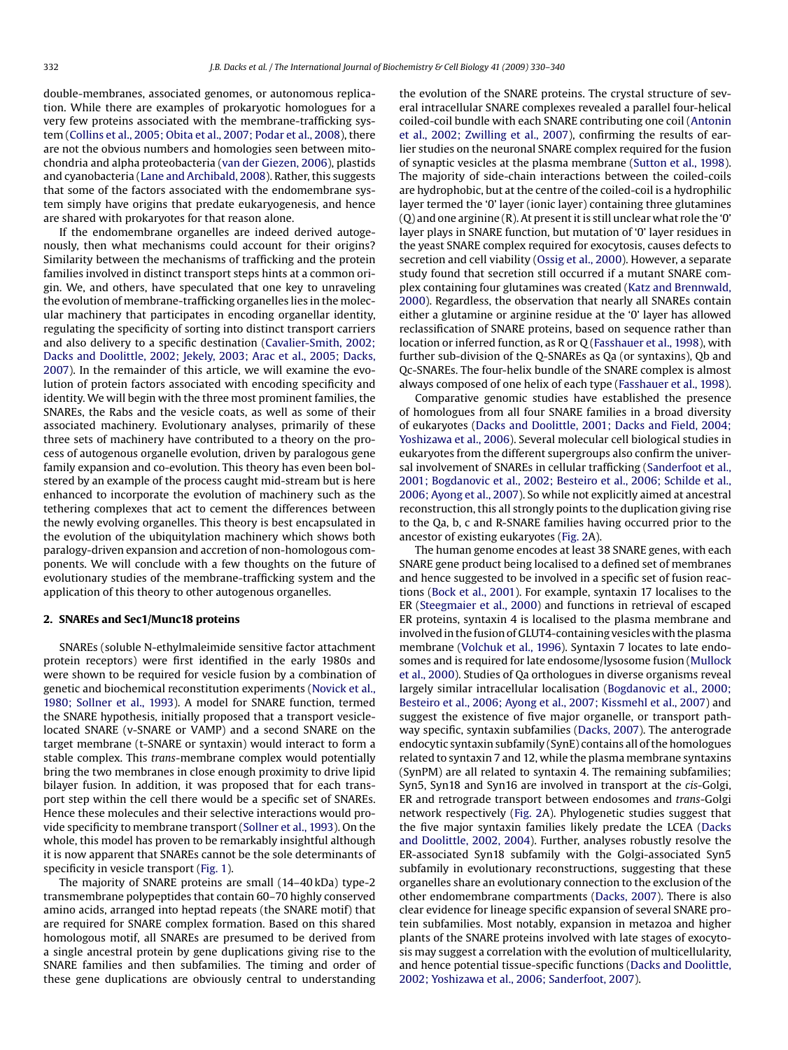double-membranes, associated genomes, or autonomous replication. While there are examples of prokaryotic homologues for a very few proteins associated with the membrane-trafficking system (Collins et al., 2005; Obita et al., 2007; Podar et al., 2008), there are not the obvious numbers and homologies seen between mitochondria and alpha proteobacteria (van der Giezen, 2006), plastids and cyanobacteria (Lane and Archibald, 2008). Rather, this suggests that some of the factors associated with the endomembrane system simply have origins that predate eukaryogenesis, and hence are shared with prokaryotes for that reason alone.

If the endomembrane organelles are indeed derived autogenously, then what mechanisms could account for their origins? Similarity between the mechanisms of trafficking and the protein families involved in distinct transport steps hints at a common origin. We, and others, have speculated that one key to unraveling the evolution of membrane-trafficking organelles lies in the molecular machinery that participates in encoding organellar identity, regulating the specificity of sorting into distinct transport carriers and also delivery to a specific destination (Cavalier-Smith, 2002; Dacks and Doolittle, 2002; Jekely, 2003; Arac et al., 2005; Dacks, 2007). In the remainder of this article, we will examine the evolution of protein factors associated with encoding specificity and identity. We will begin with the three most prominent families, the SNAREs, the Rabs and the vesicle coats, as well as some of their associated machinery. Evolutionary analyses, primarily of these three sets of machinery have contributed to a theory on the process of autogenous organelle evolution, driven by paralogous gene family expansion and co-evolution. This theory has even been bolstered by an example of the process caught mid-stream but is here enhanced to incorporate the evolution of machinery such as the tethering complexes that act to cement the differences between the newly evolving organelles. This theory is best encapsulated in the evolution of the ubiquitylation machinery which shows both paralogy-driven expansion and accretion of non-homologous components. We will conclude with a few thoughts on the future of evolutionary studies of the membrane-trafficking system and the application of this theory to other autogenous organelles.

## 2. SNAREs and Sec1/Munc18 proteins

SNAREs (soluble N-ethylmaleimide sensitive factor attachment protein receptors) were first identified in the early 1980s and were shown to be required for vesicle fusion by a combination of genetic and biochemical reconstitution experiments (Novick et al., 1980; Sollner et al., 1993). A model for SNARE function, termed the SNARE hypothesis, initially proposed that a transport vesicle-located SNARE (v-SNARE or VAMP) and a second SNARE on the target membrane (t-SNARE or syntaxin) would interact to form a stable complex. This *trans*-membrane complex would potentially bring the two membranes in close enough proximity to drive lipid bilayer fusion. In addition, it was proposed that for each transport step within the cell there would be a specific set of SNAREs. Hence these molecules and their selective interactions would provide specificity to membrane transport (Sollner et al., 1993). On the whole, this model has proven to be remarkably insightful although it is now apparent that SNAREs cannot be the sole determinants of specificity in vesicle transport (Fig. 1).

The majority of SNARE proteins are small (14–40 kDa) type-2 transmembrane polypeptides that contain 60–70 highly conserved amino acids, arranged into heptad repeats (the SNARE motif) that are required for SNARE complex formation. Based on this shared homologous motif, all SNAREs are presumed to be derived from a single ancestral protein by gene duplications giving rise to the SNARE families and then subfamilies. The timing and order of these gene duplications are obviously central to understanding the evolution of the SNARE proteins. The crystal structure of several intracellular SNARE complexes revealed a parallel four-helical coiled-coil bundle with each SNARE contributing one coil (Antonin et al., 2002; Zwilling et al., 2007), confirming the results of earlier studies on the neuronal SNARE complex required for the fusion of synaptic vesicles at the plasma membrane (Sutton et al., 1998). The majority of side-chain interactions between the coiled-coils are hydrophobic, but at the centre of the coiled-coil is a hydrophilic layer termed the '0' layer (ionic layer) containing three glutamines (Q) and one arginine (R). At present it is still unclear what role the '0' layer plays in SNARE function, but mutation of '0' layer residues in the yeast SNARE complex required for exocytosis, causes defects to secretion and cell viability (Ossig et al., 2000). However, a separate study found that secretion still occurred if a mutant SNARE complex containing four glutamines was created (Katz and Brennwald, 2000). Regardless, the observation that nearly all SNAREs contain either a glutamine or arginine residue at the '0' layer has allowed reclassification of SNARE proteins, based on sequence rather than location or inferred function, as R or Q (Fasshauer et al., 1998), with further sub-division of the Q-SNAREs as Qa (or syntaxins), Qb and Qc-SNAREs. The four-helix bundle of the SNARE complex is almost always composed of one helix of each type (Fasshauer et al., 1998).

Comparative genomic studies have established the presence of homologues from all four SNARE families in a broad diversity of eukaryotes (Dacks and Doolittle, 2001; Dacks and Field, 2004; Yoshizawa et al., 2006). Several molecular cell biological studies in eukaryotes from the different supergroups also confirm the universal involvement of SNAREs in cellular trafficking (Sanderfoot et al., 2001; Bogdanovic et al., 2002; Besteiro et al., 2006; Schilde et al., 2006; Ayong et al., 2007). So while not explicitly aimed at ancestral reconstruction, this all strongly points to the duplication giving rise to the Qa, b, c and R-SNARE families having occurred prior to the ancestor of existing eukaryotes (Fig. 2A).

The human genome encodes at least 38 SNARE genes, with each SNARE gene product being localised to a defined set of membranes and hence suggested to be involved in a specific set of fusion reactions (Bock et al., 2001). For example, syntaxin 17 localises to the ER (Steegmaier et al., 2000) and functions in retrieval of escaped ER proteins, syntaxin 4 is localised to the plasma membrane and involved in the fusion of GLUT4-containing vesicles with the plasma membrane (Volchuk et al., 1996). Syntaxin 7 locates to late endosomes and is required for late endosome/lysosome fusion (Mullock et al., 2000). Studies of Qa orthologues in diverse organisms reveal largely similar intracellular localisation (Bogdanovic et al., 2000; Besteiro et al., 2006; Ayong et al., 2007; Kissmehl et al., 2007) and suggest the existence of five major organelle, or transport pathway specific, syntaxin subfamilies (Dacks, 2007). The anterograde endocytic syntaxin subfamily (SynE) contains all of the homologues related to syntaxin 7 and 12, while the plasma membrane syntaxins (SynPM) are all related to syntaxin 4. The remaining subfamilies; Syn5, Syn18 and Syn16 are involved in transport at the *cis*-Golgi, ER and retrograde transport between endosomes and *trans*-Golgi network respectively (Fig. 2A). Phylogenetic studies suggest that the five major syntaxin families likely predate the LCEA (Dacks and Doolittle, 2002, 2004). Further, analyses robustly resolve the ER-associated Syn18 subfamily with the Golgi-associated Syn5 subfamily in evolutionary reconstructions, suggesting that these organelles share an evolutionary connection to the exclusion of the other endomembrane compartments (Dacks, 2007). There is also clear evidence for lineage specific expansion of several SNARE protein subfamilies. Most notably, expansion in metazoa and higher plants of the SNARE proteins involved with late stages of exocytosis may suggest a correlation with the evolution of multicellularity, and hence potential tissue-specific functions (Dacks and Doolittle, 2002; Yoshizawa et al., 2006; Sanderfoot, 2007).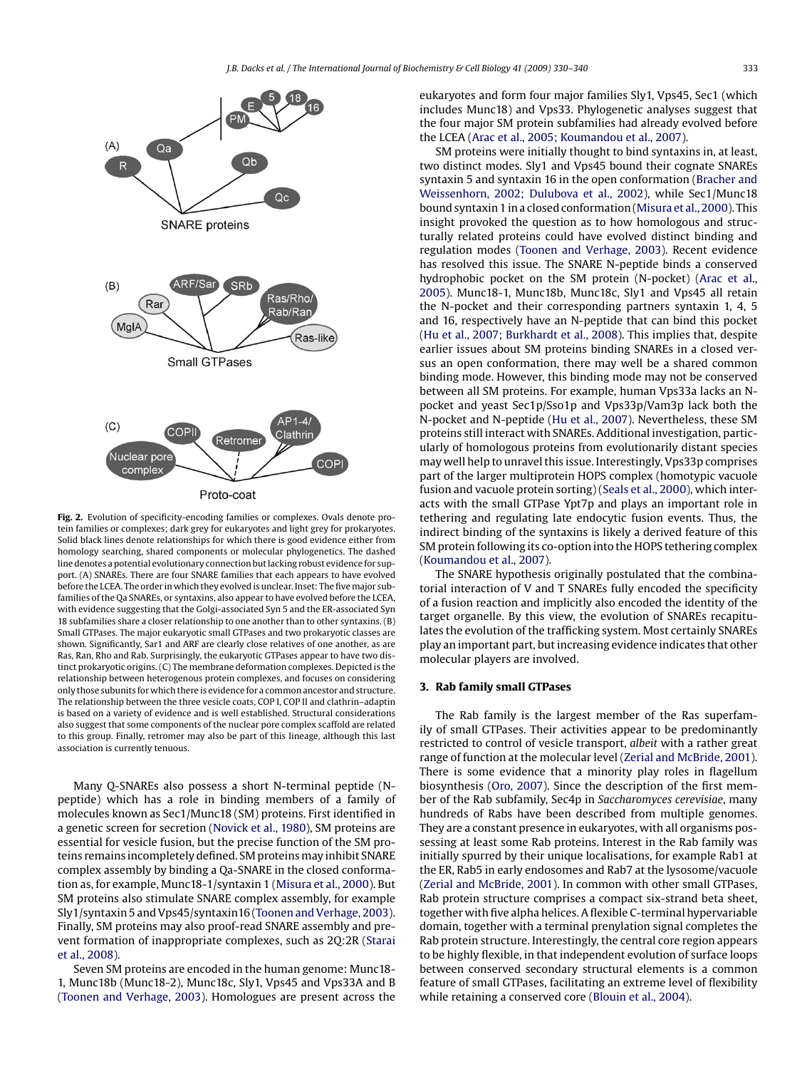Fig. 2. Evolution of specificity-encoding families or complexes. Ovals denote protein families or complexes; dark grey for eukaryotes and light grey for prokaryotes. Solid black lines denote relationships for which there is good evidence either from homology searching, shared components or molecular phylogenetics. The dashed line denotes a potential evolutionary connection but lacking robust evidence for support. (A) SNAREs. There are four SNARE families that each appears to have evolved before the LCEA. The order in which they evolved is unclear. Inset: The five major subfamilies of the Qa SNAREs, or syntaxins, also appear to have evolved before the LCEA, with evidence suggesting that the Golgi-associated Syn 5 and the ER-associated Syn 18 subfamilies share a closer relationship to one another than to other syntaxins. (B) Small GTPases. The major eukaryotic small GTPases and two prokaryotic classes are shown. Significantly, Sar1 and ARF are clearly close relatives of one another, as are Ras, Ran, Rho and Rab. Surprisingly, the eukaryotic GTPases appear to have two distinct prokaryotic origins. (C) The membrane deformation complexes. Depicted is the relationship between heterogenous protein complexes, and focuses on considering only those subunits for which there is evidence for a common ancestor and structure. The relationship between the three vesicle coats, COP I, COP II and clathrin–adaptin is based on a variety of evidence and is well established. Structural considerations also suggest that some components of the nuclear pore complex scaffold are related to this group. Finally, retromer may also be part of this lineage, although this last association is currently tenuous.

Many Q-SNAREs also possess a short N-terminal peptide (N-peptide) which has a role in binding members of a family of molecules known as Sec1/Munc18 (SM) proteins. First identified in a genetic screen for secretion (Novick et al., 1980), SM proteins are essential for vesicle fusion, but the precise function of the SM proteins remains incompletely defined. SM proteins may inhibit SNARE complex assembly by binding a Qa-SNARE in the closed conformation as, for example, Munc18-1/syntaxin 1 (Misura et al., 2000). But SM proteins also stimulate SNARE complex assembly, for example Sly1/syntaxin 5 and Vps45/syntaxin16 (Toonen and Verhage, 2003). Finally, SM proteins may also proof-read SNARE assembly and prevent formation of inappropriate complexes, such as 2Q:2R (Starai et al., 2008).

Seven SM proteins are encoded in the human genome: Munc18-1, Munc18b (Munc18-2), Munc18c, Sly1, Vps45 and Vps33A and B (Toonen and Verhage, 2003). Homologues are present across the eukaryotes and form four major families Sly1, Vps45, Sec1 (which includes Munc18) and Vps33. Phylogenetic analyses suggest that the four major SM protein subfamilies had already evolved before the LCEA (Arac et al., 2005; Koumandou et al., 2007).

SM proteins were initially thought to bind syntaxins in, at least, two distinct modes. Sly1 and Vps45 bound their cognate SNAREs syntaxin 5 and syntaxin 16 in the open conformation (Bracher and Weissenhorn, 2002; Dulubova et al., 2002), while Sec1/Munc18 bound syntaxin 1 in a closed conformation (Misura et al., 2000). This insight provoked the question as to how homologous and structurally related proteins could have evolved distinct binding and regulation modes (Toonen and Verhage, 2003). Recent evidence has resolved this issue. The SNARE N-peptide binds a conserved hydrophobic pocket on the SM protein (N-pocket) (Arac et al., 2005). Munc18-1, Munc18b, Munc18c, Sly1 and Vps45 all retain the N-pocket and their corresponding partners syntaxin 1, 4, 5 and 16, respectively have an N-peptide that can bind this pocket (Hu et al., 2007; Burkhardt et al., 2008). This implies that, despite earlier issues about SM proteins binding SNAREs in a closed versus an open conformation, there may well be a shared common binding mode. However, this binding mode may not be conserved between all SM proteins. For example, human Vps33a lacks an N-pocket and yeast Sec1p/Sso1p and Vps33p/Vam3p lack both the N-pocket and N-peptide (Hu et al., 2007). Nevertheless, these SM proteins still interact with SNAREs. Additional investigation, particularly of homologous proteins from evolutionarily distant species may well help to unravel this issue. Interestingly, Vps33p comprises part of the larger multiprotein HOPS complex (homotypic vacuole fusion and vacuole protein sorting) (Seals et al., 2000), which interacts with the small GTPase Ypt7p and plays an important role in tethering and regulating late endocytic fusion events. Thus, the indirect binding of the syntaxins is likely a derived feature of this SM protein following its co-option into the HOPS tethering complex (Koumandou et al., 2007).

The SNARE hypothesis originally postulated that the combinatorial interaction of V and T SNAREs fully encoded the specificity of a fusion reaction and implicitly also encoded the identity of the target organelle. By this view, the evolution of SNAREs recapitulates the evolution of the trafficking system. Most certainly SNAREs play an important part, but increasing evidence indicates that other molecular players are involved.

## 3. Rab family small GTPases

The Rab family is the largest member of the Ras superfamily of small GTPases. Their activities appear to be predominantly restricted to control of vesicle transport, *albeit* with a rather great range of function at the molecular level (Zerial and McBride, 2001). There is some evidence that a minority play roles in flagellum biosynthesis (Oro, 2007). Since the description of the first member of the Rab subfamily, Sec4p in *Saccharomyces cerevisiae*, many hundreds of Rabs have been described from multiple genomes. They are a constant presence in eukaryotes, with all organisms possessing at least some Rab proteins. Interest in the Rab family was initially spurred by their unique localisations, for example Rab1 at the ER, Rab5 in early endosomes and Rab7 at the lysosome/vacuole (Zerial and McBride, 2001). In common with other small GTPases, Rab protein structure comprises a compact six-strand beta sheet, together with five alpha helices. A flexible C-terminal hypervariable domain, together with a terminal prenylation signal completes the Rab protein structure. Interestingly, the central core region appears to be highly flexible, in that independent evolution of surface loops between conserved secondary structural elements is a common feature of small GTPases, facilitating an extreme level of flexibility while retaining a conserved core (Blouin et al., 2004).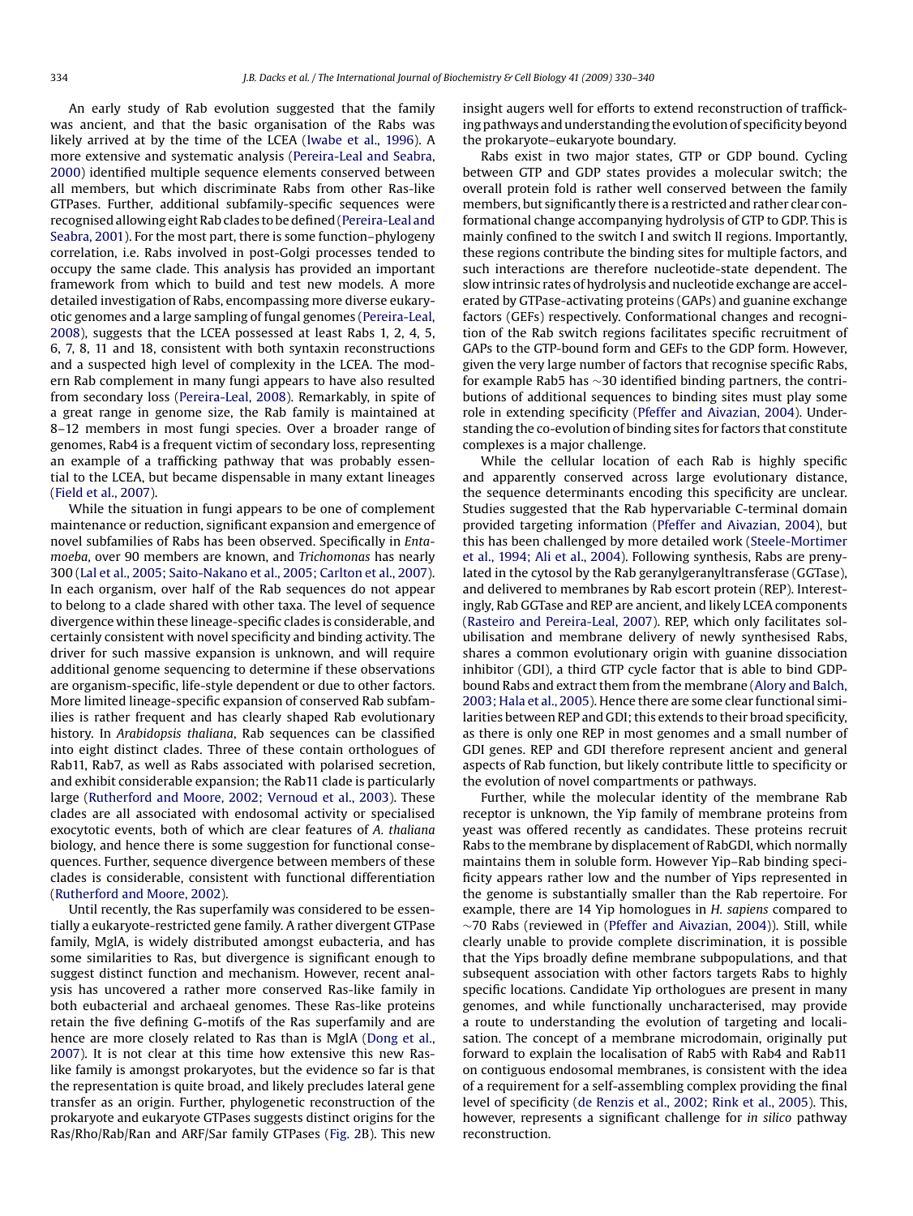An early study of Rab evolution suggested that the family was ancient, and that the basic organisation of the Rabs was likely arrived at by the time of the LCEA (Iwabe et al., 1996). A more extensive and systematic analysis (Pereira-Leal and Seabra, 2000) identified multiple sequence elements conserved between all members, but which discriminate Rabs from other Ras-like GTPases. Further, additional subfamily-specific sequences were recognised allowing eight Rab clades to be defined (Pereira-Leal and Seabra, 2001). For the most part, there is some function–phylogeny correlation, i.e. Rabs involved in post-Golgi processes tended to occupy the same clade. This analysis has provided an important framework from which to build and test new models. A more detailed investigation of Rabs, encompassing more diverse eukaryotic genomes and a large sampling of fungal genomes (Pereira-Leal, 2008), suggests that the LCEA possessed at least Rabs 1, 2, 4, 5, 6, 7, 8, 11 and 18, consistent with both syntaxin reconstructions and a suspected high level of complexity in the LCEA. The modern Rab complement in many fungi appears to have also resulted from secondary loss (Pereira-Leal, 2008). Remarkably, in spite of a great range in genome size, the Rab family is maintained at 8–12 members in most fungi species. Over a broader range of genomes, Rab4 is a frequent victim of secondary loss, representing an example of a trafficking pathway that was probably essential to the LCEA, but became dispensable in many extant lineages (Field et al., 2007).

While the situation in fungi appears to be one of complement maintenance or reduction, significant expansion and emergence of novel subfamilies of Rabs has been observed. Specifically in *Entamoeba*, over 90 members are known, and *Trichomonas* has nearly 300 (Lal et al., 2005; Saito-Nakano et al., 2005; Carlton et al., 2007). In each organism, over half of the Rab sequences do not appear to belong to a clade shared with other taxa. The level of sequence divergence within these lineage-specific clades is considerable, and certainly consistent with novel specificity and binding activity. The driver for such massive expansion is unknown, and will require additional genome sequencing to determine if these observations are organism-specific, life-style dependent or due to other factors. More limited lineage-specific expansion of conserved Rab subfamilies is rather frequent and has clearly shaped Rab evolutionary history. In *Arabidopsis thaliana*, Rab sequences can be classified into eight distinct clades. Three of these contain orthologues of Rab11, Rab7, as well as Rabs associated with polarised secretion, and exhibit considerable expansion; the Rab11 clade is particularly large (Rutherford and Moore, 2002; Vernoud et al., 2003). These clades are all associated with endosomal activity or specialised exocytotic events, both of which are clear features of *A. thaliana* biology, and hence there is some suggestion for functional consequences. Further, sequence divergence between members of these clades is considerable, consistent with functional differentiation (Rutherford and Moore, 2002).

Until recently, the Ras superfamily was considered to be essentially a eukaryote-restricted gene family. A rather divergent GTPase family, MglA, is widely distributed amongst eubacteria, and has some similarities to Ras, but divergence is significant enough to suggest distinct function and mechanism. However, recent analysis has uncovered a rather more conserved Ras-like family in both eubacterial and archaeal genomes. These Ras-like proteins retain the five defining G-motifs of the Ras superfamily and are hence are more closely related to Ras than is MglA (Dong et al., 2007). It is not clear at this time how extensive this new Ras-like family is amongst prokaryotes, but the evidence so far is that the representation is quite broad, and likely precludes lateral gene transfer as an origin. Further, phylogenetic reconstruction of the prokaryote and eukaryote GTPases suggests distinct origins for the Ras/Rho/Rab/Ran and ARF/Sar family GTPases (Fig. 2B). This new insight augers well for efforts to extend reconstruction of trafficking pathways and understanding the evolution of specificity beyond the prokaryote–eukaryote boundary.

Rabs exist in two major states, GTP or GDP bound. Cycling between GTP and GDP states provides a molecular switch; the overall protein fold is rather well conserved between the family members, but significantly there is a restricted and rather clear conformational change accompanying hydrolysis of GTP to GDP. This is mainly confined to the switch I and switch II regions. Importantly, these regions contribute the binding sites for multiple factors, and such interactions are therefore nucleotide-state dependent. The slow intrinsic rates of hydrolysis and nucleotide exchange are accelerated by GTPase-activating proteins (GAPs) and guanine exchange factors (GEFs) respectively. Conformational changes and recognition of the Rab switch regions facilitates specific recruitment of GAPs to the GTP-bound form and GEFs to the GDP form. However, given the very large number of factors that recognise specific Rabs, for example Rab5 has ~30 identified binding partners, the contributions of additional sequences to binding sites must play some role in extending specificity (Pfeffer and Aivazian, 2004). Understanding the co-evolution of binding sites for factors that constitute complexes is a major challenge.

While the cellular location of each Rab is highly specific and apparently conserved across large evolutionary distance, the sequence determinants encoding this specificity are unclear. Studies suggested that the Rab hypervariable C-terminal domain provided targeting information (Pfeffer and Aivazian, 2004), but this has been challenged by more detailed work (Steele-Mortimer et al., 1994; Ali et al., 2004). Following synthesis, Rabs are prenylated in the cytosol by the Rab geranylgeranyltransferase (GGTase), and delivered to membranes by Rab escort protein (REP). Interestingly, Rab GGTase and REP are ancient, and likely LCEA components (Rasteiro and Pereira-Leal, 2007). REP, which only facilitates solubilisation and membrane delivery of newly synthesised Rabs, shares a common evolutionary origin with guanine dissociation inhibitor (GDI), a third GTP cycle factor that is able to bind GDP-bound Rabs and extract them from the membrane (Alory and Balch, 2003; Hala et al., 2005). Hence there are some clear functional similarities between REP and GDI; this extends to their broad specificity, as there is only one REP in most genomes and a small number of GDI genes. REP and GDI therefore represent ancient and general aspects of Rab function, but likely contribute little to specificity or the evolution of novel compartments or pathways.

Further, while the molecular identity of the membrane Rab receptor is unknown, the Yip family of membrane proteins from yeast was offered recently as candidates. These proteins recruit Rabs to the membrane by displacement of RabGDI, which normally maintains them in soluble form. However Yip–Rab binding specificity appears rather low and the number of Yips represented in the genome is substantially smaller than the Rab repertoire. For example, there are 14 Yip homologues in *H. sapiens* compared to ~70 Rabs (reviewed in (Pfeffer and Aivazian, 2004)). Still, while clearly unable to provide complete discrimination, it is possible that the Yips broadly define membrane subpopulations, and that subsequent association with other factors targets Rabs to highly specific locations. Candidate Yip orthologues are present in many genomes, and while functionally uncharacterised, may provide a route to understanding the evolution of targeting and localisation. The concept of a membrane microdomain, originally put forward to explain the localisation of Rab5 with Rab4 and Rab11 on contiguous endosomal membranes, is consistent with the idea of a requirement for a self-assembling complex providing the final level of specificity (de Renzis et al., 2002; Rink et al., 2005). This, however, represents a significant challenge for *in silico* pathway reconstruction.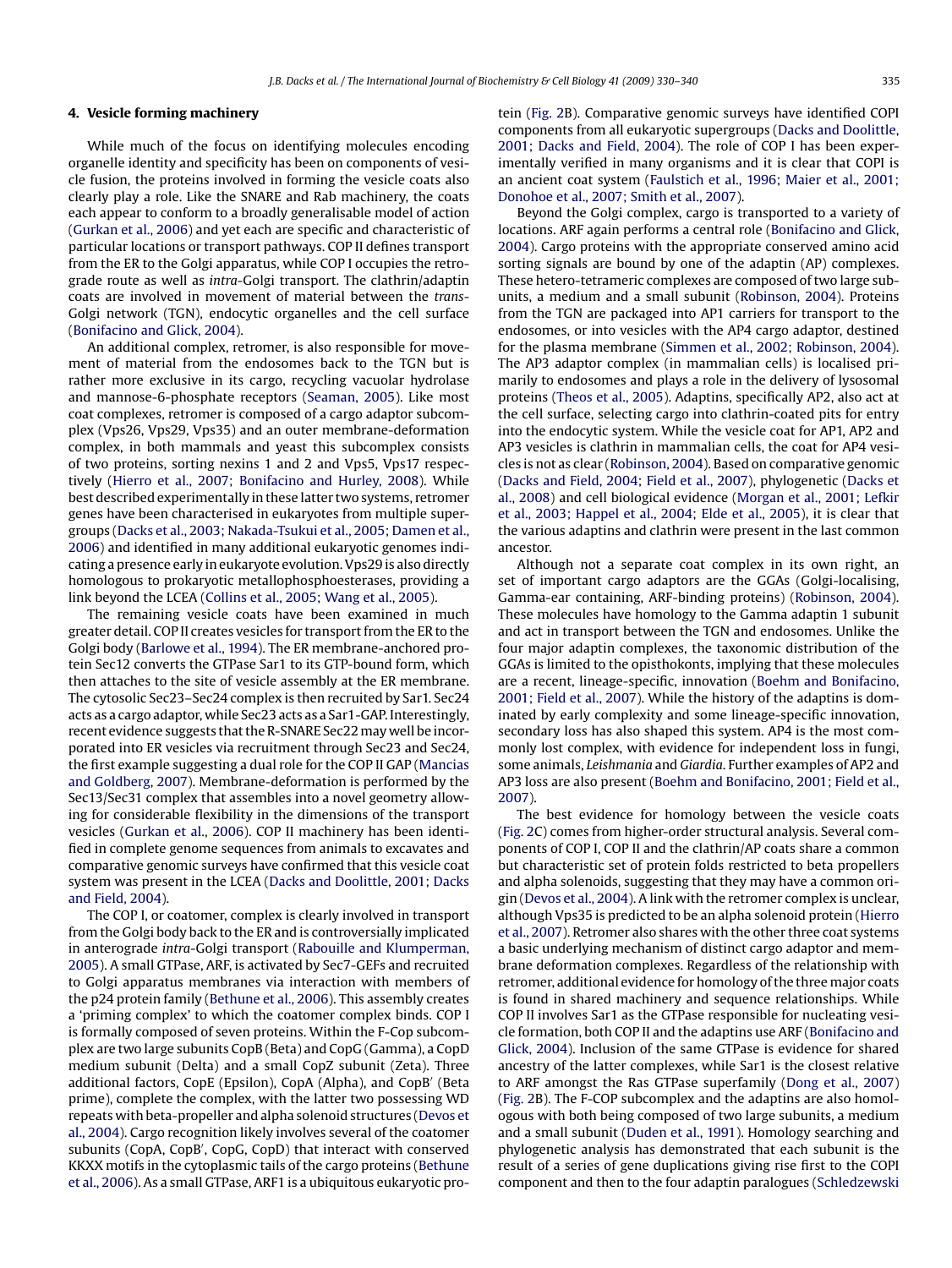## 4. Vesicle forming machinery

While much of the focus on identifying molecules encoding organelle identity and specificity has been on components of vesicle fusion, the proteins involved in forming the vesicle coats also clearly play a role. Like the SNARE and Rab machinery, the coats each appear to conform to a broadly generalisable model of action (Gurkan et al., 2006) and yet each are specific and characteristic of particular locations or transport pathways. COP II defines transport from the ER to the Golgi apparatus, while COP I occupies the retrograde route as well as *intra*-Golgi transport. The clathrin/adaptin coats are involved in movement of material between the *trans*-Golgi network (TGN), endocytic organelles and the cell surface (Bonifacino and Glick, 2004).

An additional complex, retromer, is also responsible for movement of material from the endosomes back to the TGN but is rather more exclusive in its cargo, recycling vacuolar hydrolase and mannose-6-phosphate receptors (Seaman, 2005). Like most coat complexes, retromer is composed of a cargo adaptor subcomplex (Vps26, Vps29, Vps35) and an outer membrane-deformation complex, in both mammals and yeast this subcomplex consists of two proteins, sorting nexins 1 and 2 and Vps5, Vps17 respectively (Hierro et al., 2007; Bonifacino and Hurley, 2008). While best described experimentally in these latter two systems, retromer genes have been characterised in eukaryotes from multiple supergroups (Dacks et al., 2003; Nakada-Tsukui et al., 2005; Damen et al., 2006) and identified in many additional eukaryotic genomes indicating a presence early in eukaryote evolution. Vps29 is also directly homologous to prokaryotic metallophosphoesterases, providing a link beyond the LCEA (Collins et al., 2005; Wang et al., 2005).

The remaining vesicle coats have been examined in much greater detail. COP II creates vesicles for transport from the ER to the Golgi body (Barlowe et al., 1994). The ER membrane-anchored protein Sec12 converts the GTPase Sar1 to its GTP-bound form, which then attaches to the site of vesicle assembly at the ER membrane. The cytosolic Sec23–Sec24 complex is then recruited by Sar1. Sec24 acts as a cargo adaptor, while Sec23 acts as a Sar1-GAP. Interestingly, recent evidence suggests that the R-SNARE Sec22 may well be incorporated into ER vesicles via recruitment through Sec23 and Sec24, the first example suggesting a dual role for the COP II GAP (Mancias and Goldberg, 2007). Membrane-deformation is performed by the Sec13/Sec31 complex that assembles into a novel geometry allowing for considerable flexibility in the dimensions of the transport vesicles (Gurkan et al., 2006). COP II machinery has been identified in complete genome sequences from animals to excavates and comparative genomic surveys have confirmed that this vesicle coat system was present in the LCEA (Dacks and Doolittle, 2001; Dacks and Field, 2004).

The COP I, or coatomer, complex is clearly involved in transport from the Golgi body back to the ER and is controversially implicated in anterograde *intra*-Golgi transport (Rabouille and Klumperman, 2005). A small GTPase, ARF, is activated by Sec7-GEFs and recruited to Golgi apparatus membranes via interaction with members of the p24 protein family (Bethune et al., 2006). This assembly creates a 'priming complex' to which the coatomer complex binds. COP I is formally composed of seven proteins. Within the F-Cop subcomplex are two large subunits CopB (Beta) and CopG (Gamma), a CopD medium subunit (Delta) and a small CopZ subunit (Zeta). Three additional factors, CopE (Epsilon), CopA (Alpha), and CopB′ (Beta prime), complete the complex, with the latter two possessing WD repeats with beta-propeller and alpha solenoid structures (Devos et al., 2004). Cargo recognition likely involves several of the coatomer subunits (CopA, CopB′, CopG, CopD) that interact with conserved KKXX motifs in the cytoplasmic tails of the cargo proteins (Bethune et al., 2006). As a small GTPase, ARF1 is a ubiquitous eukaryotic protein (Fig. 2B). Comparative genomic surveys have identified COPI components from all eukaryotic supergroups (Dacks and Doolittle, 2001; Dacks and Field, 2004). The role of COP I has been experimentally verified in many organisms and it is clear that COPI is an ancient coat system (Faulstich et al., 1996; Maier et al., 2001; Donohoe et al., 2007; Smith et al., 2007).

Beyond the Golgi complex, cargo is transported to a variety of locations. ARF again performs a central role (Bonifacino and Glick, 2004). Cargo proteins with the appropriate conserved amino acid sorting signals are bound by one of the adaptin (AP) complexes. These hetero-tetrameric complexes are composed of two large subunits, a medium and a small subunit (Robinson, 2004). Proteins from the TGN are packaged into AP1 carriers for transport to the endosomes, or into vesicles with the AP4 cargo adaptor, destined for the plasma membrane (Simmen et al., 2002; Robinson, 2004). The AP3 adaptor complex (in mammalian cells) is localised primarily to endosomes and plays a role in the delivery of lysosomal proteins (Theos et al., 2005). Adaptins, specifically AP2, also act at the cell surface, selecting cargo into clathrin-coated pits for entry into the endocytic system. While the vesicle coat for AP1, AP2 and AP3 vesicles is clathrin in mammalian cells, the coat for AP4 vesicles is not as clear (Robinson, 2004). Based on comparative genomic (Dacks and Field, 2004; Field et al., 2007), phylogenetic (Dacks et al., 2008) and cell biological evidence (Morgan et al., 2001; Lefkir et al., 2003; Happel et al., 2004; Elde et al., 2005), it is clear that the various adaptins and clathrin were present in the last common ancestor.

Although not a separate coat complex in its own right, an set of important cargo adaptors are the GGAs (Golgi-localising, Gamma-ear containing, ARF-binding proteins) (Robinson, 2004). These molecules have homology to the Gamma adaptin 1 subunit and act in transport between the TGN and endosomes. Unlike the four major adaptin complexes, the taxonomic distribution of the GGAs is limited to the opisthokonts, implying that these molecules are a recent, lineage-specific, innovation (Boehm and Bonifacino, 2001; Field et al., 2007). While the history of the adaptins is dominated by early complexity and some lineage-specific innovation, secondary loss has also shaped this system. AP4 is the most commonly lost complex, with evidence for independent loss in fungi, some animals, *Leishmania* and *Giardia*. Further examples of AP2 and AP3 loss are also present (Boehm and Bonifacino, 2001; Field et al., 2007).

The best evidence for homology between the vesicle coats (Fig. 2C) comes from higher-order structural analysis. Several components of COP I, COP II and the clathrin/AP coats share a common but characteristic set of protein folds restricted to beta propellers and alpha solenoids, suggesting that they may have a common origin (Devos et al., 2004). A link with the retromer complex is unclear, although Vps35 is predicted to be an alpha solenoid protein (Hierro et al., 2007). Retromer also shares with the other three coat systems a basic underlying mechanism of distinct cargo adaptor and membrane deformation complexes. Regardless of the relationship with retromer, additional evidence for homology of the three major coats is found in shared machinery and sequence relationships. While COP II involves Sar1 as the GTPase responsible for nucleating vesicle formation, both COP II and the adaptins use ARF (Bonifacino and Glick, 2004). Inclusion of the same GTPase is evidence for shared ancestry of the latter complexes, while Sar1 is the closest relative to ARF amongst the Ras GTPase superfamily (Dong et al., 2007) (Fig. 2B). The F-COP subcomplex and the adaptins are also homologous with both being composed of two large subunits, a medium and a small subunit (Duden et al., 1991). Homology searching and phylogenetic analysis has demonstrated that each subunit is the result of a series of gene duplications giving rise first to the COPI component and then to the four adaptin paralogues (Schledzewski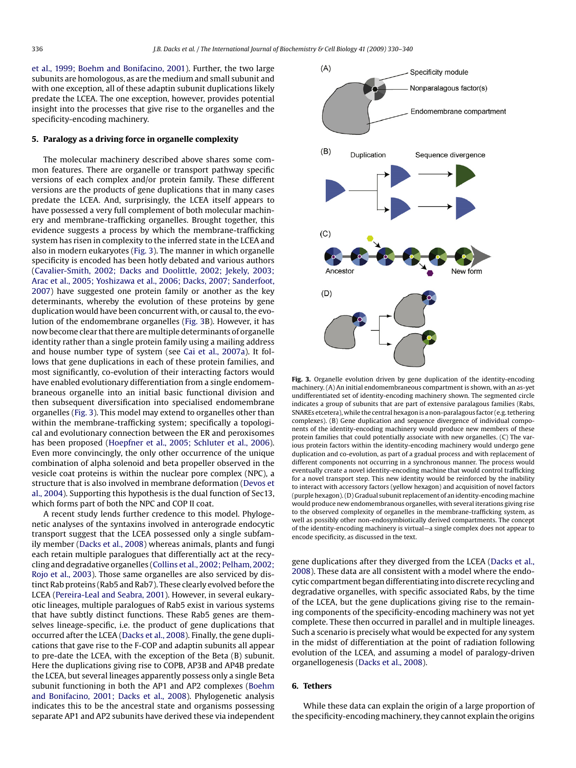et al., 1999; Boehm and Bonifacino, 2001). Further, the two large subunits are homologous, as are the medium and small subunit and with one exception, all of these adaptin subunit duplications likely predate the LCEA. The one exception, however, provides potential insight into the processes that give rise to the organelles and the specificity-encoding machinery.

## 5. Paralogy as a driving force in organelle complexity

The molecular machinery described above shares some common features. There are organelle or transport pathway specific versions of each complex and/or protein family. These different versions are the products of gene duplications that in many cases predate the LCEA. And, surprisingly, the LCEA itself appears to have possessed a very full complement of both molecular machinery and membrane-trafficking organelles. Brought together, this evidence suggests a process by which the membrane-trafficking system has risen in complexity to the inferred state in the LCEA and also in modern eukaryotes (Fig. 3). The manner in which organelle specificity is encoded has been hotly debated and various authors (Cavalier-Smith, 2002; Dacks and Doolittle, 2002; Jekely, 2003; Arac et al., 2005; Yoshizawa et al., 2006; Dacks, 2007; Sanderfoot, 2007) have suggested one protein family or another as the key determinants, whereby the evolution of these proteins by gene duplication would have been concurrent with, or causal to, the evolution of the endomembrane organelles (Fig. 3B). However, it has now become clear that there are multiple determinants of organelle identity rather than a single protein family using a mailing address and house number type of system (see Cai et al., 2007a). It follows that gene duplications in each of these protein families, and most significantly, co-evolution of their interacting factors would have enabled evolutionary differentiation from a single endomembraneous organelle into an initial basic functional division and then subsequent diversification into specialised endomembrane organelles (Fig. 3). This model may extend to organelles other than within the membrane-trafficking system; specifically a topological and evolutionary connection between the ER and peroxisomes has been proposed (Hoepfner et al., 2005; Schluter et al., 2006). Even more convincingly, the only other occurrence of the unique combination of alpha solenoid and beta propeller observed in the vesicle coat proteins is within the nuclear pore complex (NPC), a structure that is also involved in membrane deformation (Devos et al., 2004). Supporting this hypothesis is the dual function of Sec13, which forms part of both the NPC and COP II coat.

A recent study lends further credence to this model. Phylogenetic analyses of the syntaxins involved in anterograde endocytic transport suggest that the LCEA possessed only a single subfamily member (Dacks et al., 2008) whereas animals, plants and fungi each retain multiple paralogues that differentially act at the recycling and degradative organelles (Collins et al., 2002; Pelham, 2002; Rojo et al., 2003). Those same organelles are also serviced by distinct Rab proteins (Rab5 and Rab7). These clearly evolved before the LCEA (Pereira-Leal and Seabra, 2001). However, in several eukaryotic lineages, multiple paralogues of Rab5 exist in various systems that have subtly distinct functions. These Rab5 genes are themselves lineage-specific, i.e. the product of gene duplications that occurred after the LCEA (Dacks et al., 2008). Finally, the gene duplications that gave rise to the F-COP and adaptin subunits all appear to pre-date the LCEA, with the exception of the Beta (B) subunit. Here the duplications giving rise to COPB, AP3B and AP4B predate the LCEA, but several lineages apparently possess only a single Beta subunit functioning in both the AP1 and AP2 complexes (Boehm and Bonifacino, 2001; Dacks et al., 2008). Phylogenetic analysis indicates this to be the ancestral state and organisms possessing separate AP1 and AP2 subunits have derived these via independent gene duplications after they diverged from the LCEA (Dacks et al., 2008). These data are all consistent with a model where the endocytic compartment began differentiating into discrete recycling and degradative organelles, with specific associated Rabs, by the time of the LCEA, but the gene duplications giving rise to the remaining components of the specificity-encoding machinery was not yet complete. These then occurred in parallel and in multiple lineages. Such a scenario is precisely what would be expected for any system in the midst of differentiation at the point of radiation following evolution of the LCEA, and assuming a model of paralogy-driven organellogenesis (Dacks et al., 2008).

(A) Specificity module; Nonparalagous factor(s); Endomembrane compartment

(B) Duplication; Sequence divergence

(C) Ancestor; New form

(D)

**Fig. 3.** Organelle evolution driven by gene duplication of the identity-encoding machinery. (A) An initial endomembraneous compartment is shown, with an as-yet undifferentiated set of identity-encoding machinery shown. The segmented circle indicates a group of subunits that are part of extensive paralagous families (Rabs, SNAREs etcetera), while the central hexagon is a non-paralagous factor (e.g. tethering complexes). (B) Gene duplication and sequence divergence of individual components of the identity-encoding machinery would produce new members of these protein families that could potentially associate with new organelles. (C) The various protein factors within the identity-encoding machinery would undergo gene duplication and co-evolution, as part of a gradual process and with replacement of different components not occurring in a synchronous manner. The process would eventually create a novel identity-encoding machine that would control trafficking for a novel transport step. This new identity would be reinforced by the inability to interact with accessory factors (yellow hexagon) and acquisition of novel factors (purple hexagon). (D) Gradual subunit replacement of an identity-encoding machine would produce new endomembranous organelles, with several iterations giving rise to the observed complexity of organelles in the membrane-trafficking system, as well as possibly other non-endosymbiotically derived compartments. The concept of the identity-encoding machinery is virtual—a single complex does not appear to encode specificity, as discussed in the text.

## 6. Tethers

While these data can explain the origin of a large proportion of the specificity-encoding machinery, they cannot explain the origins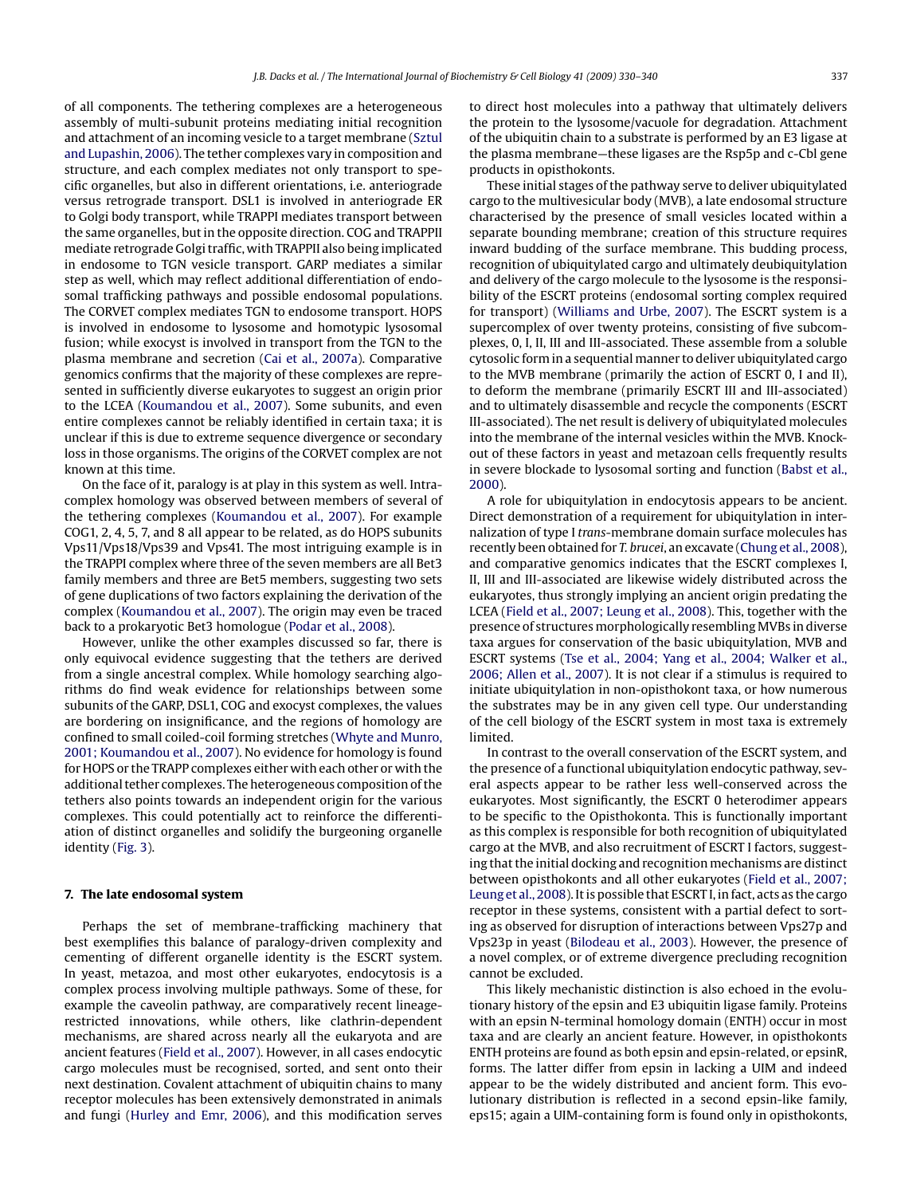of all components. The tethering complexes are a heterogeneous assembly of multi-subunit proteins mediating initial recognition and attachment of an incoming vesicle to a target membrane (Sztul and Lupashin, 2006). The tether complexes vary in composition and structure, and each complex mediates not only transport to specific organelles, but also in different orientations, i.e. anteriograde versus retrograde transport. DSL1 is involved in anteriograde ER to Golgi body transport, while TRAPPI mediates transport between the same organelles, but in the opposite direction. COG and TRAPPII mediate retrograde Golgi traffic, with TRAPPII also being implicated in endosome to TGN vesicle transport. GARP mediates a similar step as well, which may reflect additional differentiation of endosomal trafficking pathways and possible endosomal populations. The CORVET complex mediates TGN to endosome transport. HOPS is involved in endosome to lysosome and homotypic lysosomal fusion; while exocyst is involved in transport from the TGN to the plasma membrane and secretion (Cai et al., 2007a). Comparative genomics confirms that the majority of these complexes are represented in sufficiently diverse eukaryotes to suggest an origin prior to the LCEA (Koumandou et al., 2007). Some subunits, and even entire complexes cannot be reliably identified in certain taxa; it is unclear if this is due to extreme sequence divergence or secondary loss in those organisms. The origins of the CORVET complex are not known at this time.

On the face of it, paralogy is at play in this system as well. Intra-complex homology was observed between members of several of the tethering complexes (Koumandou et al., 2007). For example COG1, 2, 4, 5, 7, and 8 all appear to be related, as do HOPS subunits Vps11/Vps18/Vps39 and Vps41. The most intriguing example is in the TRAPPI complex where three of the seven members are all Bet3 family members and three are Bet5 members, suggesting two sets of gene duplications of two factors explaining the derivation of the complex (Koumandou et al., 2007). The origin may even be traced back to a prokaryotic Bet3 homologue (Podar et al., 2008).

However, unlike the other examples discussed so far, there is only equivocal evidence suggesting that the tethers are derived from a single ancestral complex. While homology searching algorithms do find weak evidence for relationships between some subunits of the GARP, DSL1, COG and exocyst complexes, the values are bordering on insignificance, and the regions of homology are confined to small coiled-coil forming stretches (Whyte and Munro, 2001; Koumandou et al., 2007). No evidence for homology is found for HOPS or the TRAPP complexes either with each other or with the additional tether complexes. The heterogeneous composition of the tethers also points towards an independent origin for the various complexes. This could potentially act to reinforce the differentiation of distinct organelles and solidify the burgeoning organelle identity (Fig. 3).

## 7. The late endosomal system

Perhaps the set of membrane-trafficking machinery that best exemplifies this balance of paralogy-driven complexity and cementing of different organelle identity is the ESCRT system. In yeast, metazoa, and most other eukaryotes, endocytosis is a complex process involving multiple pathways. Some of these, for example the caveolin pathway, are comparatively recent lineage-restricted innovations, while others, like clathrin-dependent mechanisms, are shared across nearly all the eukaryota and are ancient features (Field et al., 2007). However, in all cases endocytic cargo molecules must be recognised, sorted, and sent onto their next destination. Covalent attachment of ubiquitin chains to many receptor molecules has been extensively demonstrated in animals and fungi (Hurley and Emr, 2006), and this modification serves to direct host molecules into a pathway that ultimately delivers the protein to the lysosome/vacuole for degradation. Attachment of the ubiquitin chain to a substrate is performed by an E3 ligase at the plasma membrane—these ligases are the Rsp5p and c-Cbl gene products in opisthokonts.

These initial stages of the pathway serve to deliver ubiquitylated cargo to the multivesicular body (MVB), a late endosomal structure characterised by the presence of small vesicles located within a separate bounding membrane; creation of this structure requires inward budding of the surface membrane. This budding process, recognition of ubiquitylated cargo and ultimately deubiquitylation and delivery of the cargo molecule to the lysosome is the responsibility of the ESCRT proteins (endosomal sorting complex required for transport) (Williams and Urbe, 2007). The ESCRT system is a supercomplex of over twenty proteins, consisting of five subcomplexes, 0, I, II, III and III-associated. These assemble from a soluble cytosolic form in a sequential manner to deliver ubiquitylated cargo to the MVB membrane (primarily the action of ESCRT 0, I and II), to deform the membrane (primarily ESCRT III and III-associated) and to ultimately disassemble and recycle the components (ESCRT III-associated). The net result is delivery of ubiquitylated molecules into the membrane of the internal vesicles within the MVB. Knockout of these factors in yeast and metazoan cells frequently results in severe blockade to lysosomal sorting and function (Babst et al., 2000).

A role for ubiquitylation in endocytosis appears to be ancient. Direct demonstration of a requirement for ubiquitylation in internalization of type I *trans*-membrane domain surface molecules has recently been obtained for *T. brucei*, an excavate (Chung et al., 2008), and comparative genomics indicates that the ESCRT complexes I, II, III and III-associated are likewise widely distributed across the eukaryotes, thus strongly implying an ancient origin predating the LCEA (Field et al., 2007; Leung et al., 2008). This, together with the presence of structures morphologically resembling MVBs in diverse taxa argues for conservation of the basic ubiquitylation, MVB and ESCRT systems (Tse et al., 2004; Yang et al., 2004; Walker et al., 2006; Allen et al., 2007). It is not clear if a stimulus is required to initiate ubiquitylation in non-opisthokont taxa, or how numerous the substrates may be in any given cell type. Our understanding of the cell biology of the ESCRT system in most taxa is extremely limited.

In contrast to the overall conservation of the ESCRT system, and the presence of a functional ubiquitylation endocytic pathway, several aspects appear to be rather less well-conserved across the eukaryotes. Most significantly, the ESCRT 0 heterodimer appears to be specific to the Opisthokonta. This is functionally important as this complex is responsible for both recognition of ubiquitylated cargo at the MVB, and also recruitment of ESCRT I factors, suggesting that the initial docking and recognition mechanisms are distinct between opisthokonts and all other eukaryotes (Field et al., 2007; Leung et al., 2008). It is possible that ESCRT I, in fact, acts as the cargo receptor in these systems, consistent with a partial defect to sorting as observed for disruption of interactions between Vps27p and Vps23p in yeast (Bilodeau et al., 2003). However, the presence of a novel complex, or of extreme divergence precluding recognition cannot be excluded.

This likely mechanistic distinction is also echoed in the evolutionary history of the epsin and E3 ubiquitin ligase family. Proteins with an epsin N-terminal homology domain (ENTH) occur in most taxa and are clearly an ancient feature. However, in opisthokonts ENTH proteins are found as both epsin and epsin-related, or epsinR, forms. The latter differ from epsin in lacking a UIM and indeed appear to be the widely distributed and ancient form. This evolutionary distribution is reflected in a second epsin-like family, eps15; again a UIM-containing form is found only in opisthokonts,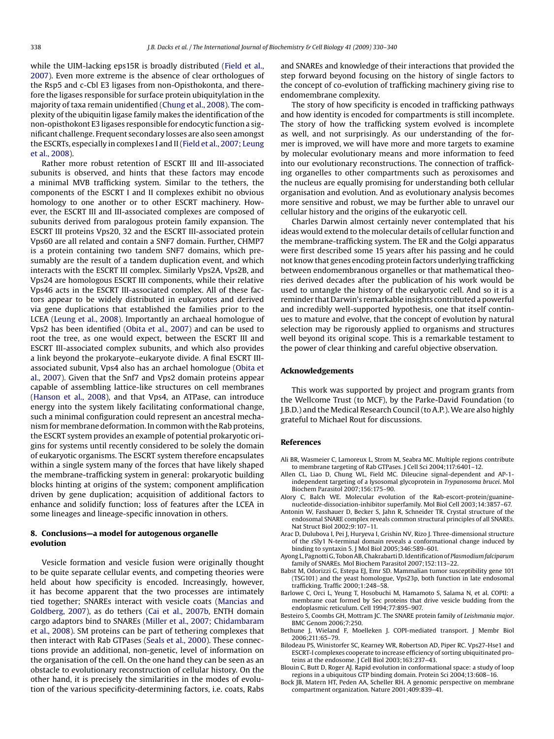while the UIM-lacking eps15R is broadly distributed (Field et al., 2007). Even more extreme is the absence of clear orthologues of the Rsp5 and c-Cbl E3 ligases from non-Opisthokonta, and therefore the ligases responsible for surface protein ubiquitylation in the majority of taxa remain unidentified (Chung et al., 2008). The complexity of the ubiquitin ligase family makes the identification of the non-opisthokont E3 ligases responsible for endocytic function a significant challenge. Frequent secondary losses are also seen amongst the ESCRTs, especially in complexes I and II (Field et al., 2007; Leung et al., 2008).

Rather more robust retention of ESCRT III and III-associated subunits is observed, and hints that these factors may encode a minimal MVB trafficking system. Similar to the tethers, the components of the ESCRT I and II complexes exhibit no obvious homology to one another or to other ESCRT machinery. However, the ESCRT III and III-associated complexes are composed of subunits derived from paralogous protein family expansion. The ESCRT III proteins Vps20, 32 and the ESCRT III-associated protein Vps60 are all related and contain a SNF7 domain. Further, CHMP7 is a protein containing two tandem SNF7 domains, which presumably are the result of a tandem duplication event, and which interacts with the ESCRT III complex. Similarly Vps2A, Vps2B, and Vps24 are homologous ESCRT III components, while their relative Vps46 acts in the ESCRT III-associated complex. All of these factors appear to be widely distributed in eukaryotes and derived via gene duplications that established the families prior to the LCEA (Leung et al., 2008). Importantly an archaeal homologue of Vps2 has been identified (Obita et al., 2007) and can be used to root the tree, as one would expect, between the ESCRT III and ESCRT III-associated complex subunits, and which also provides a link beyond the prokaryote–eukaryote divide. A final ESCRT III-associated subunit, Vps4 also has an archael homologue (Obita et al., 2007). Given that the Snf7 and Vps2 domain proteins appear capable of assembling lattice-like structures on cell membranes (Hanson et al., 2008), and that Vps4, an ATPase, can introduce energy into the system likely facilitating conformational change, such a minimal configuration could represent an ancestral mechanism for membrane deformation. In common with the Rab proteins, the ESCRT system provides an example of potential prokaryotic origins for systems until recently considered to be solely the domain of eukaryotic organisms. The ESCRT system therefore encapsulates within a single system many of the forces that have likely shaped the membrane-trafficking system in general: prokaryotic building blocks hinting at origins of the system; component amplification driven by gene duplication; acquisition of additional factors to enhance and solidify function; loss of features after the LCEA in some lineages and lineage-specific innovation in others.

## 8. Conclusions—a model for autogenous organelle evolution

Vesicle formation and vesicle fusion were originally thought to be quite separate cellular events, and competing theories were held about how specificity is encoded. Increasingly, however, it has become apparent that the two processes are intimately tied together; SNAREs interact with vesicle coats (Mancias and Goldberg, 2007), as do tethers (Cai et al., 2007b, ENTH domain cargo adaptors bind to SNAREs (Miller et al., 2007; Chidambaram et al., 2008). SM proteins can be part of tethering complexes that then interact with Rab GTPases (Seals et al., 2000). These connections provide an additional, non-genetic, level of information on the organisation of the cell. On the one hand they can be seen as an obstacle to evolutionary reconstruction of cellular history. On the other hand, it is precisely the similarities in the modes of evolution of the various specificity-determining factors, i.e. coats, Rabs and SNAREs and knowledge of their interactions that provided the step forward beyond focusing on the history of single factors to the concept of co-evolution of trafficking machinery giving rise to endomembrane complexity.

The story of how specificity is encoded in trafficking pathways and how identity is encoded for compartments is still incomplete. The story of how the trafficking system evolved is incomplete as well, and not surprisingly. As our understanding of the former is improved, we will have more and more targets to examine by molecular evolutionary means and more information to feed into our evolutionary reconstructions. The connection of trafficking organelles to other compartments such as peroxisomes and the nucleus are equally promising for understanding both cellular organisation and evolution. And as evolutionary analysis becomes more sensitive and robust, we may be further able to unravel our cellular history and the origins of the eukaryotic cell.

Charles Darwin almost certainly never contemplated that his ideas would extend to the molecular details of cellular function and the membrane-trafficking system. The ER and the Golgi apparatus were first described some 15 years after his passing and he could not know that genes encoding protein factors underlying trafficking between endomembranous organelles or that mathematical theories derived decades after the publication of his work would be used to untangle the history of the eukaryotic cell. And so it is a reminder that Darwin's remarkable insights contributed a powerful and incredibly well-supported hypothesis, one that itself continues to mature and evolve, that the concept of evolution by natural selection may be rigorously applied to organisms and structures well beyond its original scope. This is a remarkable testament to the power of clear thinking and careful objective observation.

## Acknowledgements

This work was supported by project and program grants from the Wellcome Trust (to MCF), by the Parke-David Foundation (to J.B.D.) and the Medical Research Council (to A.P.). We are also highly grateful to Michael Rout for discussions.

## References

Ali BR, Wasmeier C, Lamoreux L, Strom M, Seabra MC. Multiple regions contribute to membrane targeting of Rab GTPases. J Cell Sci 2004;117:6401–12.

Allen CL, Liao D, Chung WL, Field MC. Dileucine signal-dependent and AP-1-independent targeting of a lysosomal glycoprotein in *Trypanosoma brucei*. Mol Biochem Parasitol 2007;156:175–90.

Alory C, Balch WE. Molecular evolution of the Rab-escort-protein/guanine-nucleotide-dissociation-inhibitor superfamily. Mol Biol Cell 2003;14:3857–67.

Antonin W, Fasshauer D, Becker S, Jahn R, Schneider TR. Crystal structure of the endosomal SNARE complex reveals common structural principles of all SNAREs. Nat Struct Biol 2002;9:107–11.

Arac D, Dulubova I, Pei J, Huryeva I, Grishin NV, Rizo J. Three-dimensional structure of the rSly1 N-terminal domain reveals a conformational change induced by binding to syntaxin 5. J Mol Biol 2005;346:589–601.

Ayong L, Pagnotti G, Tobon AB, Chakrabarti D. Identification of *Plasmodium falciparum* family of SNAREs. Mol Biochem Parasitol 2007;152:113–22.

Babst M, Odorizzi G, Estepa EJ, Emr SD. Mammalian tumor susceptibility gene 101 (TSG101) and the yeast homologue, Vps23p, both function in late endosomal trafficking. Traffic 2000;1:248–58.

Barlowe C, Orci L, Yeung T, Hosobuchi M, Hamamoto S, Salama N, et al. COPII: a membrane coat formed by Sec proteins that drive vesicle budding from the endoplasmic reticulum. Cell 1994;77:895–907.

Besteiro S, Coombs GH, Mottram JC. The SNARE protein family of *Leishmania major*. BMC Genom 2006;7:250.

Bethune J, Wieland F, Moelleken J. COPI-mediated transport. J Membr Biol 2006;211:65–79.

Bilodeau PS, Winistorfer SC, Kearney WR, Robertson AD, Piper RC. Vps27-Hse1 and ESCRT-I complexes cooperate to increase efficiency of sorting ubiquitinated proteins at the endosome. J Cell Biol 2003;163:237–43.

Blouin C, Butt D, Roger AJ. Rapid evolution in conformational space: a study of loop regions in a ubiquitous GTP binding domain. Protein Sci 2004;13:608–16.

Bock JB, Matern HT, Peden AA, Scheller RH. A genomic perspective on membrane compartment organization. Nature 2001;409:839–41.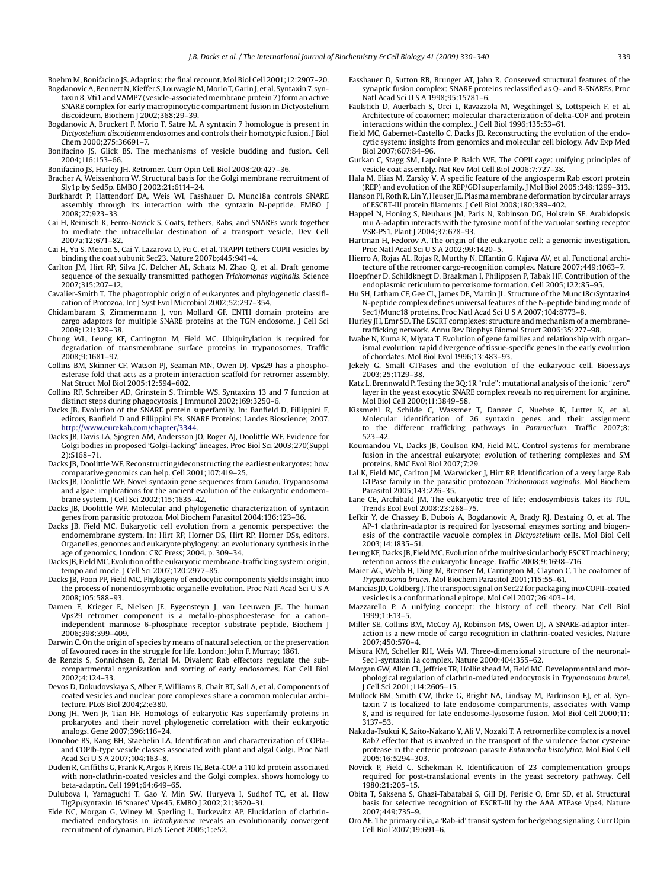Boehm M, Bonifacino JS. Adaptins: the final recount. Mol Biol Cell 2001;12:2907–20.

Bogdanovic A, Bennett N, Kieffer S, Louwagie M, Morio T, Garin J, et al. Syntaxin 7, syntaxin 8, Vti1 and VAMP7 (vesicle-associated membrane protein 7) form an active SNARE complex for early macropinocytic compartment fusion in Dictyostelium discoideum. Biochem J 2002;368:29–39.

Bogdanovic A, Bruckert F, Morio T, Satre M. A syntaxin 7 homologue is present in *Dictyostelium discoideum* endosomes and controls their homotypic fusion. J Biol Chem 2000;275:36691–7.

Bonifacino JS, Glick BS. The mechanisms of vesicle budding and fusion. Cell 2004;116:153–66.

Bonifacino JS, Hurley JH. Retromer. Curr Opin Cell Biol 2008;20:427–36.

Bracher A, Weissenhorn W. Structural basis for the Golgi membrane recruitment of Sly1p by Sed5p. EMBO J 2002;21:6114–24.

Burkhardt P, Hattendorf DA, Weis WI, Fasshauer D. Munc18a controls SNARE assembly through its interaction with the syntaxin N-peptide. EMBO J 2008;27:923–33.

Cai H, Reinisch K, Ferro-Novick S. Coats, tethers, Rabs, and SNAREs work together to mediate the intracellular destination of a transport vesicle. Dev Cell 2007a;12:671–82.

Cai H, Yu S, Menon S, Cai Y, Lazarova D, Fu C, et al. TRAPPI tethers COPII vesicles by binding the coat subunit Sec23. Nature 2007b;445:941–4.

Carlton JM, Hirt RP, Silva JC, Delcher AL, Schatz M, Zhao Q, et al. Draft genome sequence of the sexually transmitted pathogen *Trichomonas vaginalis*. Science 2007;315:207–12.

Cavalier-Smith T. The phagotrophic origin of eukaryotes and phylogenetic classification of Protozoa. Int J Syst Evol Microbiol 2002;52:297–354.

Chidambaram S, Zimmermann J, von Mollard GF. ENTH domain proteins are cargo adaptors for multiple SNARE proteins at the TGN endosome. J Cell Sci 2008;121:329–38.

Chung WL, Leung KF, Carrington M, Field MC. Ubiquitylation is required for degradation of transmembrane surface proteins in trypanosomes. Traffic 2008;9:1681–97.

Collins BM, Skinner CF, Watson PJ, Seaman MN, Owen DJ. Vps29 has a phosphoesterase fold that acts as a protein interaction scaffold for retromer assembly. Nat Struct Mol Biol 2005;12:594–602.

Collins RF, Schreiber AD, Grinstein S, Trimble WS. Syntaxins 13 and 7 function at distinct steps during phagocytosis. J Immunol 2002;169:3250–6.

Dacks JB. Evolution of the SNARE protein superfamily. In: Banfield D, Fillippini F, editors, Banfield D and Fillippini F's. SNARE Proteins: Landes Bioscience; 2007. http://www.eurekah.com/chapter/3344.

Dacks JB, Davis LA, Sjogren AM, Andersson JO, Roger AJ, Doolittle WF. Evidence for Golgi bodies in proposed 'Golgi-lacking' lineages. Proc Biol Sci 2003;270(Suppl 2):S168–71.

Dacks JB, Doolittle WF. Reconstructing/deconstructing the earliest eukaryotes: how comparative genomics can help. Cell 2001;107:419–25.

Dacks JB, Doolittle WF. Novel syntaxin gene sequences from *Giardia*. Trypanosoma and algae: implications for the ancient evolution of the eukaryotic endomembrane system. J Cell Sci 2002;115:1635–42.

Dacks JB, Doolittle WF. Molecular and phylogenetic characterization of syntaxin genes from parasitic protozoa. Mol Biochem Parasitol 2004;136:123–36.

Dacks JB, Field MC. Eukaryotic cell evolution from a genomic perspective: the endomembrane system. In: Hirt RP, Horner DS, Hirt RP, Horner DSs, editors. Organelles, genomes and eukaryote phylogeny: an evolutionary synthesis in the age of genomics. London: CRC Press; 2004. p. 309–34.

Dacks JB, Field MC. Evolution of the eukaryotic membrane-trafficking system: origin, tempo and mode. J Cell Sci 2007;120:2977–85.

Dacks JB, Poon PP, Field MC. Phylogeny of endocytic components yields insight into the process of nonendosymbiotic organelle evolution. Proc Natl Acad Sci U S A 2008;105:588–93.

Damen E, Krieger E, Nielsen JE, Eygensteyn J, van Leeuwen JE. The human Vps29 retromer component is a metallo-phosphoesterase for a cation-independent mannose 6-phosphate receptor substrate peptide. Biochem J 2006;398:399–409.

Darwin C. On the origin of species by means of natural selection, or the preservation of favoured races in the struggle for life. London: John F. Murray; 1861.

de Renzis S, Sonnichsen B, Zerial M. Divalent Rab effectors regulate the sub-compartmental organization and sorting of early endosomes. Nat Cell Biol 2002;4:124–33.

Devos D, Dokudovskaya S, Alber F, Williams R, Chait BT, Sali A, et al. Components of coated vesicles and nuclear pore complexes share a common molecular architecture. PLoS Biol 2004;2:e380.

Dong JH, Wen JF, Tian HF. Homologs of eukaryotic Ras superfamily proteins in prokaryotes and their novel phylogenetic correlation with their eukaryotic analogs. Gene 2007;396:116–24.

Donohoe BS, Kang BH, Staehelin LA. Identification and characterization of COPIa- and COPIb-type vesicle classes associated with plant and algal Golgi. Proc Natl Acad Sci U S A 2007;104:163–8.

Duden R, Griffiths G, Frank R, Argos P, Kreis TE, Beta-COP. a 110 kd protein associated with non-clathrin-coated vesicles and the Golgi complex, shows homology to beta-adaptin. Cell 1991;64:649–65.

Dulubova I, Yamaguchi T, Gao Y, Min SW, Huryeva I, Sudhof TC, et al. How Tlg2p/syntaxin 16 'snares' Vps45. EMBO J 2002;21:3620–31.

Elde NC, Morgan G, Winey M, Sperling L, Turkewitz AP. Elucidation of clathrin-mediated endocytosis in *Tetrahymena* reveals an evolutionarily convergent recruitment of dynamin. PLoS Genet 2005;1:e52.

Fasshauer D, Sutton RB, Brunger AT, Jahn R. Conserved structural features of the synaptic fusion complex: SNARE proteins reclassified as Q- and R-SNAREs. Proc Natl Acad Sci U S A 1998;95:15781–6.

Faulstich D, Auerbach S, Orci L, Ravazzola M, Wegchingel S, Lottspeich F, et al. Architecture of coatomer: molecular characterization of delta-COP and protein interactions within the complex. J Cell Biol 1996;135:53–61.

Field MC, Gabernet-Castello C, Dacks JB. Reconstructing the evolution of the endocytic system: insights from genomics and molecular cell biology. Adv Exp Med Biol 2007;607:84–96.

Gurkan C, Stagg SM, Lapointe P, Balch WE. The COPII cage: unifying principles of vesicle coat assembly. Nat Rev Mol Cell Biol 2006;7:727–38.

Hala M, Elias M, Zarsky V. A specific feature of the angiosperm Rab escort protein (REP) and evolution of the REP/GDI superfamily. J Mol Biol 2005;348:1299–313.

Hanson PI, Roth R, Lin Y, Heuser JE. Plasma membrane deformation by circular arrays of ESCRT-III protein filaments. J Cell Biol 2008;180:389–402.

Happel N, Honing S, Neuhaus JM, Paris N, Robinson DG, Holstein SE. Arabidopsis mu A-adaptin interacts with the tyrosine motif of the vacuolar sorting receptor VSR-PS1. Plant J 2004;37:678–93.

Hartman H, Fedorov A. The origin of the eukaryotic cell: a genomic investigation. Proc Natl Acad Sci U S A 2002;99:1420–5.

Hierro A, Rojas AL, Rojas R, Murthy N, Effantin G, Kajava AV, et al. Functional architecture of the retromer cargo-recognition complex. Nature 2007;449:1063–7.

Hoepfner D, Schildknegt D, Braakman I, Philippsen P, Tabak HF. Contribution of the endoplasmic reticulum to peroxisome formation. Cell 2005;122:85–95.

Hu SH, Latham CF, Gee CL, James DE, Martin JL. Structure of the Munc18c/Syntaxin4 N-peptide complex defines universal features of the N-peptide binding mode of Sec1/Munc18 proteins. Proc Natl Acad Sci U S A 2007;104:8773–8.

Hurley JH, Emr SD. The ESCRT complexes: structure and mechanism of a membrane-trafficking network. Annu Rev Biophys Biomol Struct 2006;35:277–98.

Iwabe N, Kuma K, Miyata T. Evolution of gene families and relationship with organismal evolution: rapid divergence of tissue-specific genes in the early evolution of chordates. Mol Biol Evol 1996;13:483–93.

Jekely G. Small GTPases and the evolution of the eukaryotic cell. Bioessays 2003;25:1129–38.

Katz L, Brennwald P. Testing the 3Q:1R "rule": mutational analysis of the ionic "zero" layer in the yeast exocytic SNARE complex reveals no requirement for arginine. Mol Biol Cell 2000;11:3849–58.

Kissmehl R, Schilde C, Wassmer T, Danzer C, Nuehse K, Lutter K, et al. Molecular identification of 26 syntaxin genes and their assignment to the different trafficking pathways in *Paramecium*. Traffic 2007;8:523–42.

Koumandou VL, Dacks JB, Coulson RM, Field MC. Control systems for membrane fusion in the ancestral eukaryote; evolution of tethering complexes and SM proteins. BMC Evol Biol 2007;7:29.

Lal K, Field MC, Carlton JM, Warwicker J, Hirt RP. Identification of a very large Rab GTPase family in the parasitic protozoan *Trichomonas vaginalis*. Mol Biochem Parasitol 2005;143:226–35.

Lane CE, Archibald JM. The eukaryotic tree of life: endosymbiosis takes its TOL. Trends Ecol Evol 2008;23:268–75.

Lefkir Y, de Chassey B, Dubois A, Bogdanovic A, Brady RJ, Destaing O, et al. The AP-1 clathrin-adaptor is required for lysosomal enzymes sorting and biogenesis of the contractile vacuole complex in *Dictyostelium* cells. Mol Biol Cell 2003;14:1835–51.

Leung KF, Dacks JB, Field MC. Evolution of the multivesicular body ESCRT machinery; retention across the eukaryotic lineage. Traffic 2008;9:1698–716.

Maier AG, Webb H, Ding M, Bremser M, Carrington M, Clayton C. The coatomer of *Trypanosoma brucei*. Mol Biochem Parasitol 2001;115:55–61.

Mancias JD, Goldberg J. The transport signal on Sec22 for packaging into COPII-coated vesicles is a conformational epitope. Mol Cell 2007;26:403–14.

Mazzarello P. A unifying concept: the history of cell theory. Nat Cell Biol 1999;1:E13–5.

Miller SE, Collins BM, McCoy AJ, Robinson MS, Owen DJ. A SNARE-adaptor interaction is a new mode of cargo recognition in clathrin-coated vesicles. Nature 2007;450:570–4.

Misura KM, Scheller RH, Weis WI. Three-dimensional structure of the neuronal-Sec1-syntaxin 1a complex. Nature 2000;404:355–62.

Morgan GW, Allen CL, Jeffries TR, Hollinshead M, Field MC. Developmental and morphological regulation of clathrin-mediated endocytosis in *Trypanosoma brucei*. J Cell Sci 2001;114:2605–15.

Mullock BM, Smith CW, Ihrke G, Bright NA, Lindsay M, Parkinson EJ, et al. Syntaxin 7 is localized to late endosome compartments, associates with Vamp 8, and is required for late endosome-lysosome fusion. Mol Biol Cell 2000;11:3137–53.

Nakada-Tsukui K, Saito-Nakano Y, Ali V, Nozaki T. A retromerlike complex is a novel Rab7 effector that is involved in the transport of the virulence factor cysteine protease in the enteric protozoan parasite *Entamoeba histolytica*. Mol Biol Cell 2005;16:5294–303.

Novick P, Field C, Schekman R. Identification of 23 complementation groups required for post-translational events in the yeast secretory pathway. Cell 1980;21:205–15.

Obita T, Saksena S, Ghazi-Tabatabai S, Gill DJ, Perisic O, Emr SD, et al. Structural basis for selective recognition of ESCRT-III by the AAA ATPase Vps4. Nature 2007;449:735–9.

Oro AE. The primary cilia, a 'Rab-id' transit system for hedgehog signaling. Curr Opin Cell Biol 2007;19:691–6.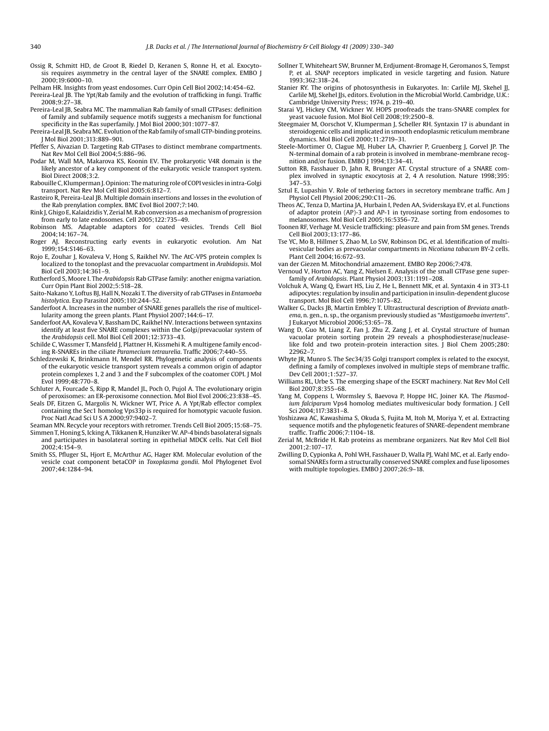Ossig R, Schmitt HD, de Groot B, Riedel D, Keranen S, Ronne H, et al. Exocytosis requires asymmetry in the central layer of the SNARE complex. EMBO J 2000;19:6000–10.

Pelham HR. Insights from yeast endosomes. Curr Opin Cell Biol 2002;14:454–62.

Pereira-Leal JB. The Ypt/Rab family and the evolution of trafficking in fungi. Traffic 2008;9:27–38.

Pereira-Leal JB, Seabra MC. The mammalian Rab family of small GTPases: definition of family and subfamily sequence motifs suggests a mechanism for functional specificity in the Ras superfamily. J Mol Biol 2000;301:1077–87.

Pereira-Leal JB, Seabra MC. Evolution of the Rab family of small GTP-binding proteins. J Mol Biol 2001;313:889–901.

Pfeffer S, Aivazian D. Targeting Rab GTPases to distinct membrane compartments. Nat Rev Mol Cell Biol 2004;5:886–96.

Podar M, Wall MA, Makarova KS, Koonin EV. The prokaryotic V4R domain is the likely ancestor of a key component of the eukaryotic vesicle transport system. Biol Direct 2008;3:2.

Rabouille C, Klumperman J. Opinion: The maturing role of COPI vesicles in intra-Golgi transport. Nat Rev Mol Cell Biol 2005;6:812–7.

Rasteiro R, Pereira-Leal JB. Multiple domain insertions and losses in the evolution of the Rab prenylation complex. BMC Evol Biol 2007;7:140.

Rink J, Ghigo E, Kalaidzidis Y, Zerial M. Rab conversion as a mechanism of progression from early to late endosomes. Cell 2005;122:735–49.

Robinson MS. Adaptable adaptors for coated vesicles. Trends Cell Biol 2004;14:167–74.

Roger AJ. Reconstructing early events in eukaryotic evolution. Am Nat 1999;154:S146–63.

Rojo E, Zouhar J, Kovaleva V, Hong S, Raikhel NV. The AtC-VPS protein complex Is localized to the tonoplast and the prevacuolar compartment in *Arabidopsis*. Mol Biol Cell 2003;14:361–9.

Rutherford S, Moore I. The *Arabidopsis* Rab GTPase family: another enigma variation. Curr Opin Plant Biol 2002;5:518–28.

Saito-Nakano Y, Loftus BJ, Hall N, Nozaki T. The diversity of rab GTPases in *Entamoeba histolytica*. Exp Parasitol 2005;110:244–52.

Sanderfoot A. Increases in the number of SNARE genes parallels the rise of multicellularity among the green plants. Plant Physiol 2007;144:6–17.

Sanderfoot AA, Kovaleva V, Bassham DC, Raikhel NV. Interactions between syntaxins identify at least five SNARE complexes within the Golgi/prevacuolar system of the *Arabidopsis* cell. Mol Biol Cell 2001;12:3733–43.

Schilde C, Wassmer T, Mansfeld J, Plattner H, Kissmehi R. A multigene family encoding R-SNAREs in the ciliate *Paramecium tetraurelia*. Traffic 2006;7:440–55.

Schledzewski K, Brinkmann H, Mendel RR. Phylogenetic analysis of components of the eukaryotic vesicle transport system reveals a common origin of adaptor protein complexes 1, 2 and 3 and the F subcomplex of the coatomer COPI. J Mol Evol 1999;48:770–8.

Schluter A, Fourcade S, Ripp R, Mandel JL, Poch O, Pujol A. The evolutionary origin of peroxisomes: an ER-peroxisome connection. Mol Biol Evol 2006;23:838–45.

Seals DF, Eitzen G, Margolis N, Wickner WT, Price A. A Ypt/Rab effector complex containing the Sec1 homolog Vps33p is required for homotypic vacuole fusion. Proc Natl Acad Sci U S A 2000;97:9402–7.

Seaman MN. Recycle your receptors with retromer. Trends Cell Biol 2005;15:68–75.

Simmen T, Honing S, Icking A, Tikkanen R, Hunziker W. AP-4 binds basolateral signals and participates in basolateral sorting in epithelial MDCK cells. Nat Cell Biol 2002;4:154–9.

Smith SS, Pfluger SL, Hjort E, McArthur AG, Hager KM. Molecular evolution of the vesicle coat component betaCOP in *Toxoplasma gondii*. Mol Phylogenet Evol 2007;44:1284–94.

Sollner T, Whiteheart SW, Brunner M, Erdjument-Bromage H, Geromanos S, Tempst P, et al. SNAP receptors implicated in vesicle targeting and fusion. Nature 1993;362:318–24.

Stanier RY. The origins of photosynthesis in Eukaryotes. In: Carlile MJ, Skehel JJ, Carlile MJ, Skehel JJs, editors. Evolution in the Microbial World. Cambridge, U.K.: Cambridge University Press; 1974. p. 219–40.

Starai VJ, Hickey CM, Wickner W. HOPS proofreads the trans-SNARE complex for yeast vacuole fusion. Mol Biol Cell 2008;19:2500–8.

Steegmaier M, Oorschot V, Klumperman J, Scheller RH. Syntaxin 17 is abundant in steroidogenic cells and implicated in smooth endoplasmic reticulum membrane dynamics. Mol Biol Cell 2000;11:2719–31.

Steele-Mortimer O, Clague MJ, Huber LA, Chavrier P, Gruenberg J, Gorvel JP. The N-terminal domain of a rab protein is involved in membrane-membrane recognition and/or fusion. EMBO J 1994;13:34–41.

Sutton RB, Fasshauer D, Jahn R, Brunger AT. Crystal structure of a SNARE complex involved in synaptic exocytosis at 2, 4 A resolution. Nature 1998;395: 347–53.

Sztul E, Lupashin V. Role of tethering factors in secretory membrane traffic. Am J Physiol Cell Physiol 2006;290:C11–26.

Theos AC, Tenza D, Martina JA, Hurbain I, Peden AA, Sviderskaya EV, et al. Functions of adaptor protein (AP)-3 and AP-1 in tyrosinase sorting from endosomes to melanosomes. Mol Biol Cell 2005;16:5356–72.

Toonen RF, Verhage M. Vesicle trafficking: pleasure and pain from SM genes. Trends Cell Biol 2003;13:177–86.

Tse YC, Mo B, Hillmer S, Zhao M, Lo SW, Robinson DG, et al. Identification of multivesicular bodies as prevacuolar compartments in *Nicotiana tabacum* BY-2 cells. Plant Cell 2004;16:672–93.

van der Giezen M. Mitochondrial amazement. EMBO Rep 2006;7:478.

Vernoud V, Horton AC, Yang Z, Nielsen E. Analysis of the small GTPase gene superfamily of *Arabidopsis*. Plant Physiol 2003;131:1191–208.

Volchuk A, Wang Q, Ewart HS, Liu Z, He L, Bennett MK, et al. Syntaxin 4 in 3T3-L1 adipocytes: regulation by insulin and participation in insulin-dependent glucose transport. Mol Biol Cell 1996;7:1075–82.

Walker G, Dacks JB, Martin Embley T. Ultrastructural description of *Breviata anathema*, n. gen., n. sp., the organism previously studied as "*Mastigamoeba invertens*". J Eukaryot Microbiol 2006;53:65–78.

Wang D, Guo M, Liang Z, Fan J, Zhu Z, Zang J, et al. Crystal structure of human vacuolar protein sorting protein 29 reveals a phosphodiesterase/nuclease-like fold and two protein-protein interaction sites. J Biol Chem 2005;280: 22962–7.

Whyte JR, Munro S. The Sec34/35 Golgi transport complex is related to the exocyst, defining a family of complexes involved in multiple steps of membrane traffic. Dev Cell 2001;1:527–37.

Williams RL, Urbe S. The emerging shape of the ESCRT machinery. Nat Rev Mol Cell Biol 2007;8:355–68.

Yang M, Coppens I, Wormsley S, Baevova P, Hoppe HC, Joiner KA. The *Plasmodium falciparum* Vps4 homolog mediates multivesicular body formation. J Cell Sci 2004;117:3831–8.

Yoshizawa AC, Kawashima S, Okuda S, Fujita M, Itoh M, Moriya Y, et al. Extracting sequence motifs and the phylogenetic features of SNARE-dependent membrane traffic. Traffic 2006;7:1104–18.

Zerial M, McBride H. Rab proteins as membrane organizers. Nat Rev Mol Cell Biol 2001;2:107–17.

Zwilling D, Cypionka A, Pohl WH, Fasshauer D, Walla PJ, Wahl MC, et al. Early endosomal SNAREs form a structurally conserved SNARE complex and fuse liposomes with multiple topologies. EMBO J 2007;26:9–18.